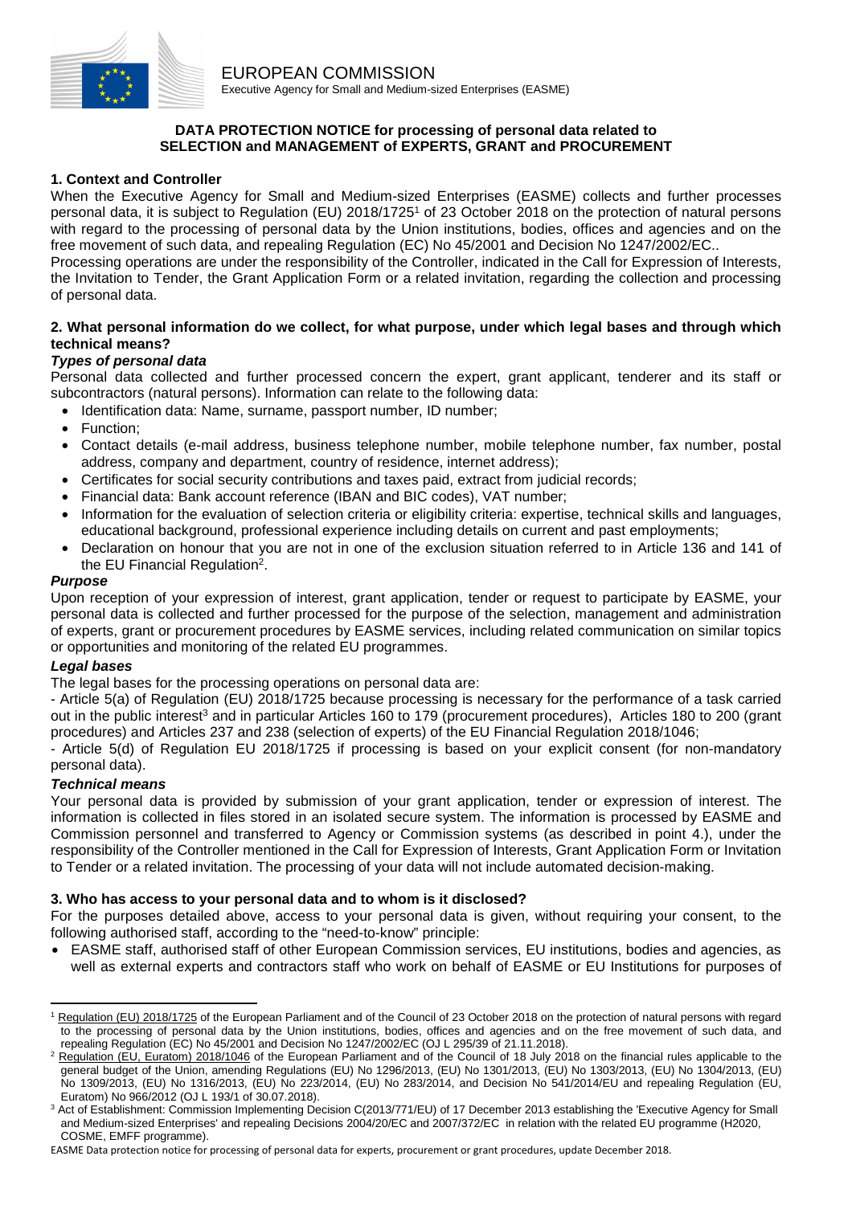EUROPEAN COMMISSION
Executive Agency for Small and Medium-sized Enterprises (EASME)

**DATA PROTECTION NOTICE for processing of personal data related to SELECTION and MANAGEMENT of EXPERTS, GRANT and PROCUREMENT**

## 1. Context and Controller

When the Executive Agency for Small and Medium-sized Enterprises (EASME) collects and further processes personal data, it is subject to Regulation (EU) 2018/1725[1] of 23 October 2018 on the protection of natural persons with regard to the processing of personal data by the Union institutions, bodies, offices and agencies and on the free movement of such data, and repealing Regulation (EC) No 45/2001 and Decision No 1247/2002/EC..

Processing operations are under the responsibility of the Controller, indicated in the Call for Expression of Interests, the Invitation to Tender, the Grant Application Form or a related invitation, regarding the collection and processing of personal data.

## 2. What personal information do we collect, for what purpose, under which legal bases and through which technical means?

***Types of personal data***

Personal data collected and further processed concern the expert, grant applicant, tenderer and its staff or subcontractors (natural persons). Information can relate to the following data:

- Identification data: Name, surname, passport number, ID number;
- Function;
- Contact details (e-mail address, business telephone number, mobile telephone number, fax number, postal address, company and department, country of residence, internet address);
- Certificates for social security contributions and taxes paid, extract from judicial records;
- Financial data: Bank account reference (IBAN and BIC codes), VAT number;
- Information for the evaluation of selection criteria or eligibility criteria: expertise, technical skills and languages, educational background, professional experience including details on current and past employments;
- Declaration on honour that you are not in one of the exclusion situation referred to in Article 136 and 141 of the EU Financial Regulation[2].

***Purpose***

Upon reception of your expression of interest, grant application, tender or request to participate by EASME, your personal data is collected and further processed for the purpose of the selection, management and administration of experts, grant or procurement procedures by EASME services, including related communication on similar topics or opportunities and monitoring of the related EU programmes.

***Legal bases***

The legal bases for the processing operations on personal data are:

- Article 5(a) of Regulation (EU) 2018/1725 because processing is necessary for the performance of a task carried out in the public interest[3] and in particular Articles 160 to 179 (procurement procedures), Articles 180 to 200 (grant procedures) and Articles 237 and 238 (selection of experts) of the EU Financial Regulation 2018/1046;

- Article 5(d) of Regulation EU 2018/1725 if processing is based on your explicit consent (for non-mandatory personal data).

***Technical means***

Your personal data is provided by submission of your grant application, tender or expression of interest. The information is collected in files stored in an isolated secure system. The information is processed by EASME and Commission personnel and transferred to Agency or Commission systems (as described in point 4.), under the responsibility of the Controller mentioned in the Call for Expression of Interests, Grant Application Form or Invitation to Tender or a related invitation. The processing of your data will not include automated decision-making.

## 3. Who has access to your personal data and to whom is it disclosed?

For the purposes detailed above, access to your personal data is given, without requiring your consent, to the following authorised staff, according to the "need-to-know" principle:

- EASME staff, authorised staff of other European Commission services, EU institutions, bodies and agencies, as well as external experts and contractors staff who work on behalf of EASME or EU Institutions for purposes of

---

[1] Regulation (EU) 2018/1725 of the European Parliament and of the Council of 23 October 2018 on the protection of natural persons with regard to the processing of personal data by the Union institutions, bodies, offices and agencies and on the free movement of such data, and repealing Regulation (EC) No 45/2001 and Decision No 1247/2002/EC (OJ L 295/39 of 21.11.2018).

[2] Regulation (EU, Euratom) 2018/1046 of the European Parliament and of the Council of 18 July 2018 on the financial rules applicable to the general budget of the Union, amending Regulations (EU) No 1296/2013, (EU) No 1301/2013, (EU) No 1303/2013, (EU) No 1304/2013, (EU) No 1309/2013, (EU) No 1316/2013, (EU) No 223/2014, (EU) No 283/2014, and Decision No 541/2014/EU and repealing Regulation (EU, Euratom) No 966/2012 (OJ L 193/1 of 30.07.2018).

[3] Act of Establishment: Commission Implementing Decision C(2013/771/EU) of 17 December 2013 establishing the 'Executive Agency for Small and Medium-sized Enterprises' and repealing Decisions 2004/20/EC and 2007/372/EC in relation with the related EU programme (H2020, COSME, EMFF programme).

EASME Data protection notice for processing of personal data for experts, procurement or grant procedures, update December 2018.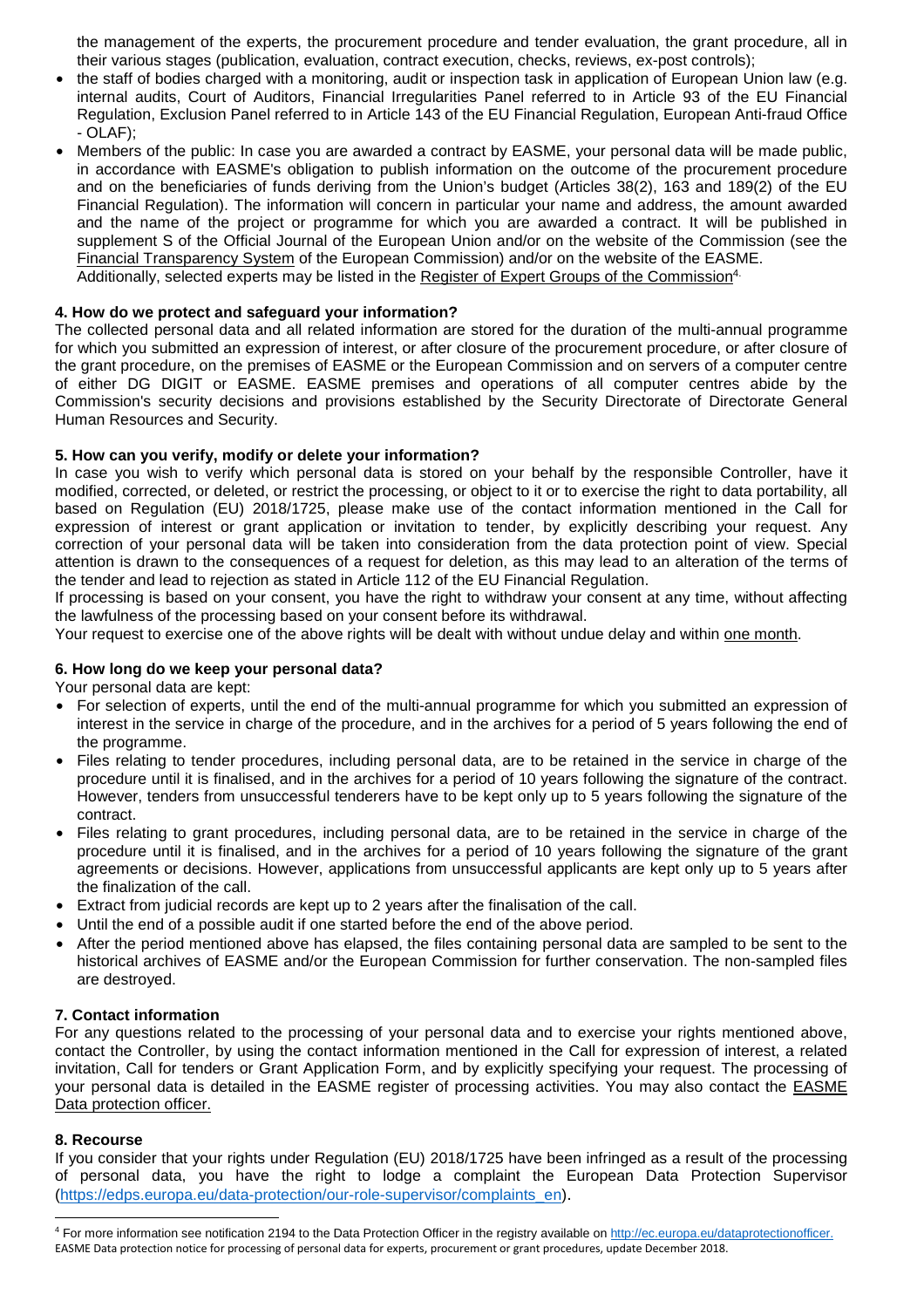the management of the experts, the procurement procedure and tender evaluation, the grant procedure, all in their various stages (publication, evaluation, contract execution, checks, reviews, ex-post controls);

- the staff of bodies charged with a monitoring, audit or inspection task in application of European Union law (e.g. internal audits, Court of Auditors, Financial Irregularities Panel referred to in Article 93 of the EU Financial Regulation, Exclusion Panel referred to in Article 143 of the EU Financial Regulation, European Anti-fraud Office - OLAF);
- Members of the public: In case you are awarded a contract by EASME, your personal data will be made public, in accordance with EASME's obligation to publish information on the outcome of the procurement procedure and on the beneficiaries of funds deriving from the Union's budget (Articles 38(2), 163 and 189(2) of the EU Financial Regulation). The information will concern in particular your name and address, the amount awarded and the name of the project or programme for which you are awarded a contract. It will be published in supplement S of the Official Journal of the European Union and/or on the website of the Commission (see the Financial Transparency System of the European Commission) and/or on the website of the EASME. Additionally, selected experts may be listed in the Register of Expert Groups of the Commission[4].

### 4. How do we protect and safeguard your information?

The collected personal data and all related information are stored for the duration of the multi-annual programme for which you submitted an expression of interest, or after closure of the procurement procedure, or after closure of the grant procedure, on the premises of EASME or the European Commission and on servers of a computer centre of either DG DIGIT or EASME. EASME premises and operations of all computer centres abide by the Commission's security decisions and provisions established by the Security Directorate of Directorate General Human Resources and Security.

### 5. How can you verify, modify or delete your information?

In case you wish to verify which personal data is stored on your behalf by the responsible Controller, have it modified, corrected, or deleted, or restrict the processing, or object to it or to exercise the right to data portability, all based on Regulation (EU) 2018/1725, please make use of the contact information mentioned in the Call for expression of interest or grant application or invitation to tender, by explicitly describing your request. Any correction of your personal data will be taken into consideration from the data protection point of view. Special attention is drawn to the consequences of a request for deletion, as this may lead to an alteration of the terms of the tender and lead to rejection as stated in Article 112 of the EU Financial Regulation.

If processing is based on your consent, you have the right to withdraw your consent at any time, without affecting the lawfulness of the processing based on your consent before its withdrawal.

Your request to exercise one of the above rights will be dealt with without undue delay and within one month.

### 6. How long do we keep your personal data?

Your personal data are kept:

- For selection of experts, until the end of the multi-annual programme for which you submitted an expression of interest in the service in charge of the procedure, and in the archives for a period of 5 years following the end of the programme.
- Files relating to tender procedures, including personal data, are to be retained in the service in charge of the procedure until it is finalised, and in the archives for a period of 10 years following the signature of the contract. However, tenders from unsuccessful tenderers have to be kept only up to 5 years following the signature of the contract.
- Files relating to grant procedures, including personal data, are to be retained in the service in charge of the procedure until it is finalised, and in the archives for a period of 10 years following the signature of the grant agreements or decisions. However, applications from unsuccessful applicants are kept only up to 5 years after the finalization of the call.
- Extract from judicial records are kept up to 2 years after the finalisation of the call.
- Until the end of a possible audit if one started before the end of the above period.
- After the period mentioned above has elapsed, the files containing personal data are sampled to be sent to the historical archives of EASME and/or the European Commission for further conservation. The non-sampled files are destroyed.

### 7. Contact information

For any questions related to the processing of your personal data and to exercise your rights mentioned above, contact the Controller, by using the contact information mentioned in the Call for expression of interest, a related invitation, Call for tenders or Grant Application Form, and by explicitly specifying your request. The processing of your personal data is detailed in the EASME register of processing activities. You may also contact the EASME Data protection officer.

### 8. Recourse

If you consider that your rights under Regulation (EU) 2018/1725 have been infringed as a result of the processing of personal data, you have the right to lodge a complaint the European Data Protection Supervisor (https://edps.europa.eu/data-protection/our-role-supervisor/complaints_en).

---

[4] For more information see notification 2194 to the Data Protection Officer in the registry available on http://ec.europa.eu/dataprotectionofficer.

EASME Data protection notice for processing of personal data for experts, procurement or grant procedures, update December 2018.